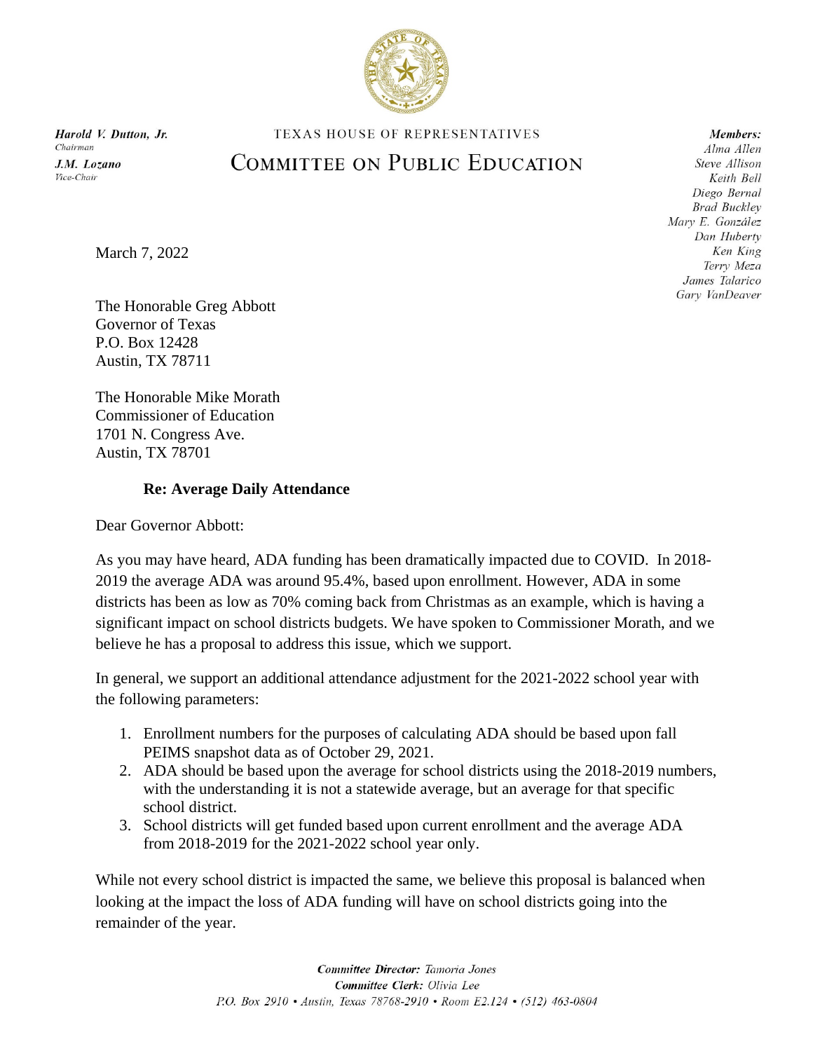*Harold V. Dutton, Jr.*
*Chairman*

*J.M. Lozano*
*Vice-Chair*

TEXAS HOUSE OF REPRESENTATIVES

# COMMITTEE ON PUBLIC EDUCATION

***Members:***
*Alma Allen*
*Steve Allison*
*Keith Bell*
*Diego Bernal*
*Brad Buckley*
*Mary E. González*
*Dan Huberty*
*Ken King*
*Terry Meza*
*James Talarico*
*Gary VanDeaver*

March 7, 2022

The Honorable Greg Abbott
Governor of Texas
P.O. Box 12428
Austin, TX 78711

The Honorable Mike Morath
Commissioner of Education
1701 N. Congress Ave.
Austin, TX 78701

**Re: Average Daily Attendance**

Dear Governor Abbott:

As you may have heard, ADA funding has been dramatically impacted due to COVID. In 2018-2019 the average ADA was around 95.4%, based upon enrollment. However, ADA in some districts has been as low as 70% coming back from Christmas as an example, which is having a significant impact on school districts budgets. We have spoken to Commissioner Morath, and we believe he has a proposal to address this issue, which we support.

In general, we support an additional attendance adjustment for the 2021-2022 school year with the following parameters:

1. Enrollment numbers for the purposes of calculating ADA should be based upon fall PEIMS snapshot data as of October 29, 2021.
2. ADA should be based upon the average for school districts using the 2018-2019 numbers, with the understanding it is not a statewide average, but an average for that specific school district.
3. School districts will get funded based upon current enrollment and the average ADA from 2018-2019 for the 2021-2022 school year only.

While not every school district is impacted the same, we believe this proposal is balanced when looking at the impact the loss of ADA funding will have on school districts going into the remainder of the year.

***Committee Director:*** *Tamoria Jones*
***Committee Clerk:*** *Olivia Lee*
*P.O. Box 2910 • Austin, Texas 78768-2910 • Room E2.124 • (512) 463-0804*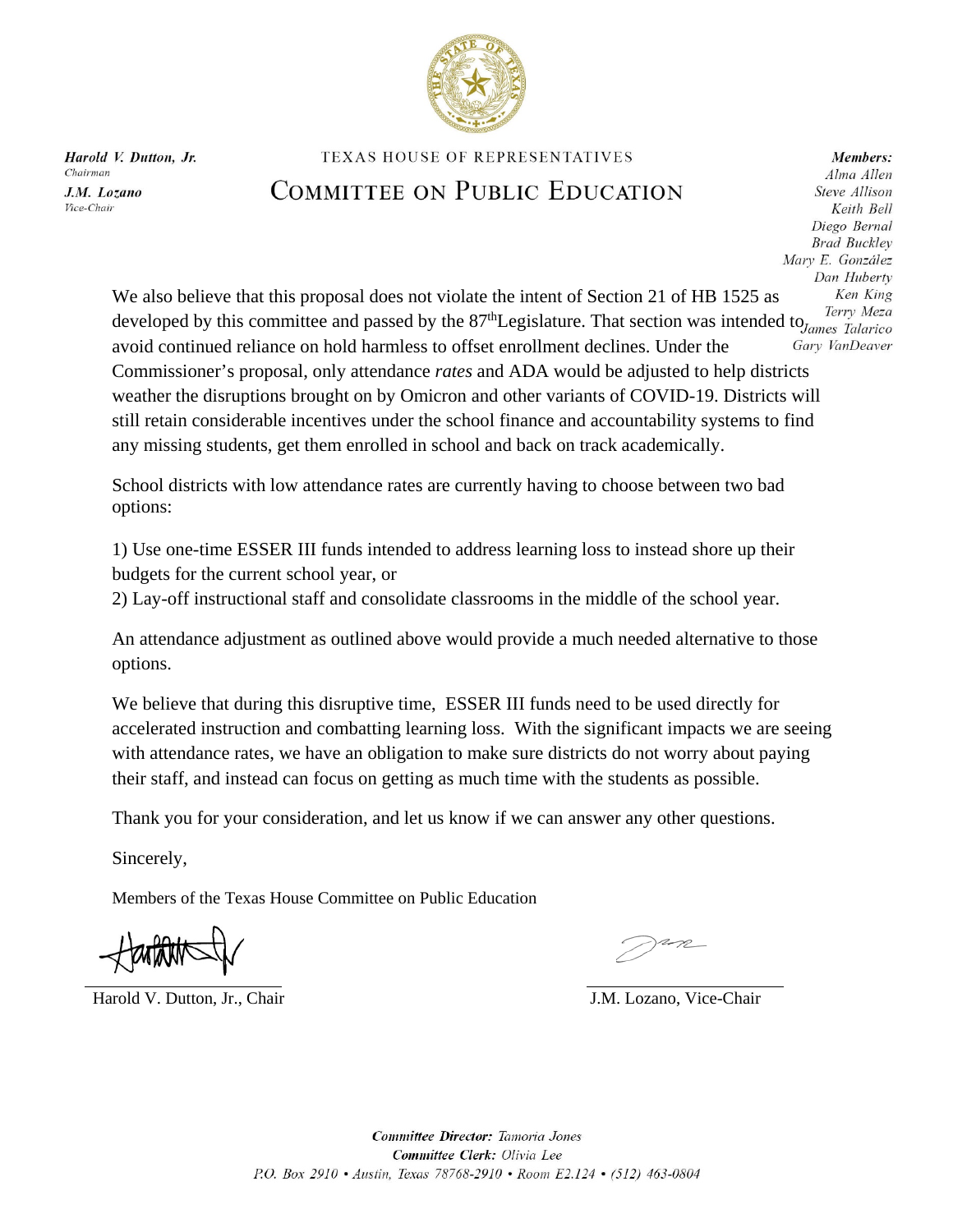Harold V. Dutton, Jr.
*Chairman*
J.M. Lozano
*Vice-Chair*

TEXAS HOUSE OF REPRESENTATIVES

# COMMITTEE ON PUBLIC EDUCATION

**Members:**
*Alma Allen*
*Steve Allison*
*Keith Bell*
*Diego Bernal*
*Brad Buckley*
*Mary E. González*
*Dan Huberty*
*Ken King*
*Terry Meza*
*James Talarico*
*Gary VanDeaver*

We also believe that this proposal does not violate the intent of Section 21 of HB 1525 as developed by this committee and passed by the 87th Legislature. That section was intended to avoid continued reliance on hold harmless to offset enrollment declines. Under the Commissioner's proposal, only attendance *rates* and ADA would be adjusted to help districts weather the disruptions brought on by Omicron and other variants of COVID-19. Districts will still retain considerable incentives under the school finance and accountability systems to find any missing students, get them enrolled in school and back on track academically.

School districts with low attendance rates are currently having to choose between two bad options:

1) Use one-time ESSER III funds intended to address learning loss to instead shore up their budgets for the current school year, or
2) Lay-off instructional staff and consolidate classrooms in the middle of the school year.

An attendance adjustment as outlined above would provide a much needed alternative to those options.

We believe that during this disruptive time, ESSER III funds need to be used directly for accelerated instruction and combatting learning loss. With the significant impacts we are seeing with attendance rates, we have an obligation to make sure districts do not worry about paying their staff, and instead can focus on getting as much time with the students as possible.

Thank you for your consideration, and let us know if we can answer any other questions.

Sincerely,

Members of the Texas House Committee on Public Education

Harold V. Dutton, Jr., Chair

J.M. Lozano, Vice-Chair

*Committee Director:* Tamoria Jones
*Committee Clerk:* Olivia Lee
P.O. Box 2910 • Austin, Texas 78768-2910 • Room E2.124 • (512) 463-0804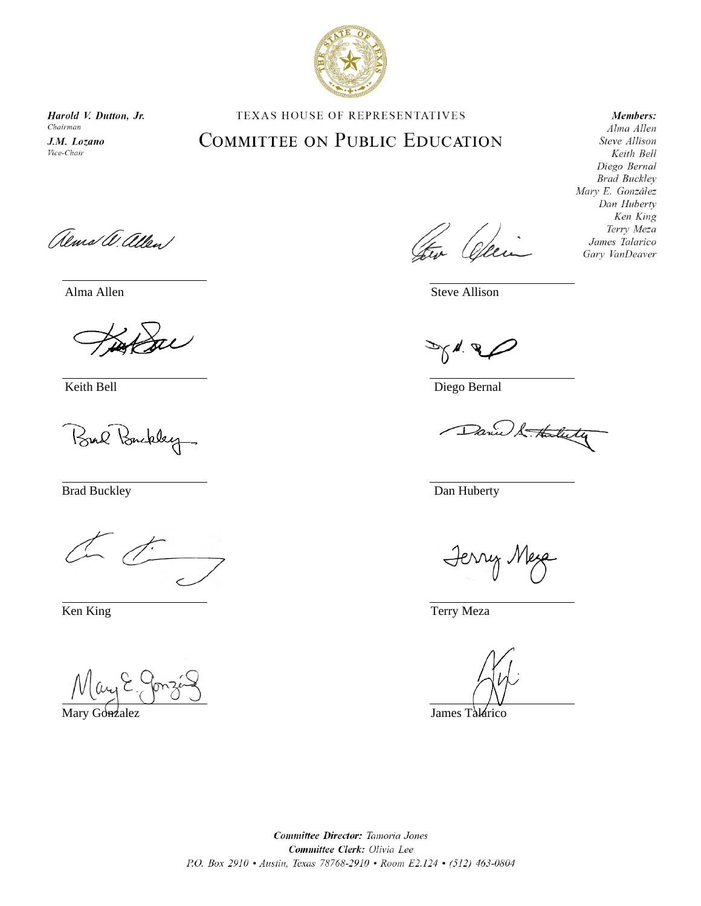Harold V. Dutton, Jr.
*Chairman*

J.M. Lozano
*Vice-Chair*

TEXAS HOUSE OF REPRESENTATIVES

# COMMITTEE ON PUBLIC EDUCATION

**Members:**
*Alma Allen*
*Steve Allison*
*Keith Bell*
*Diego Bernal*
*Brad Buckley*
*Mary E. González*
*Dan Huberty*
*Ken King*
*Terry Meza*
*James Talarico*
*Gary VanDeaver*

Alma Allen

Steve Allison

Keith Bell

Diego Bernal

Brad Buckley

Dan Huberty

Ken King

Terry Meza

Mary Gonzalez

James Talarico

***Committee Director:*** *Tamoria Jones*
***Committee Clerk:*** *Olivia Lee*
*P.O. Box 2910 • Austin, Texas 78768-2910 • Room E2.124 • (512) 463-0804*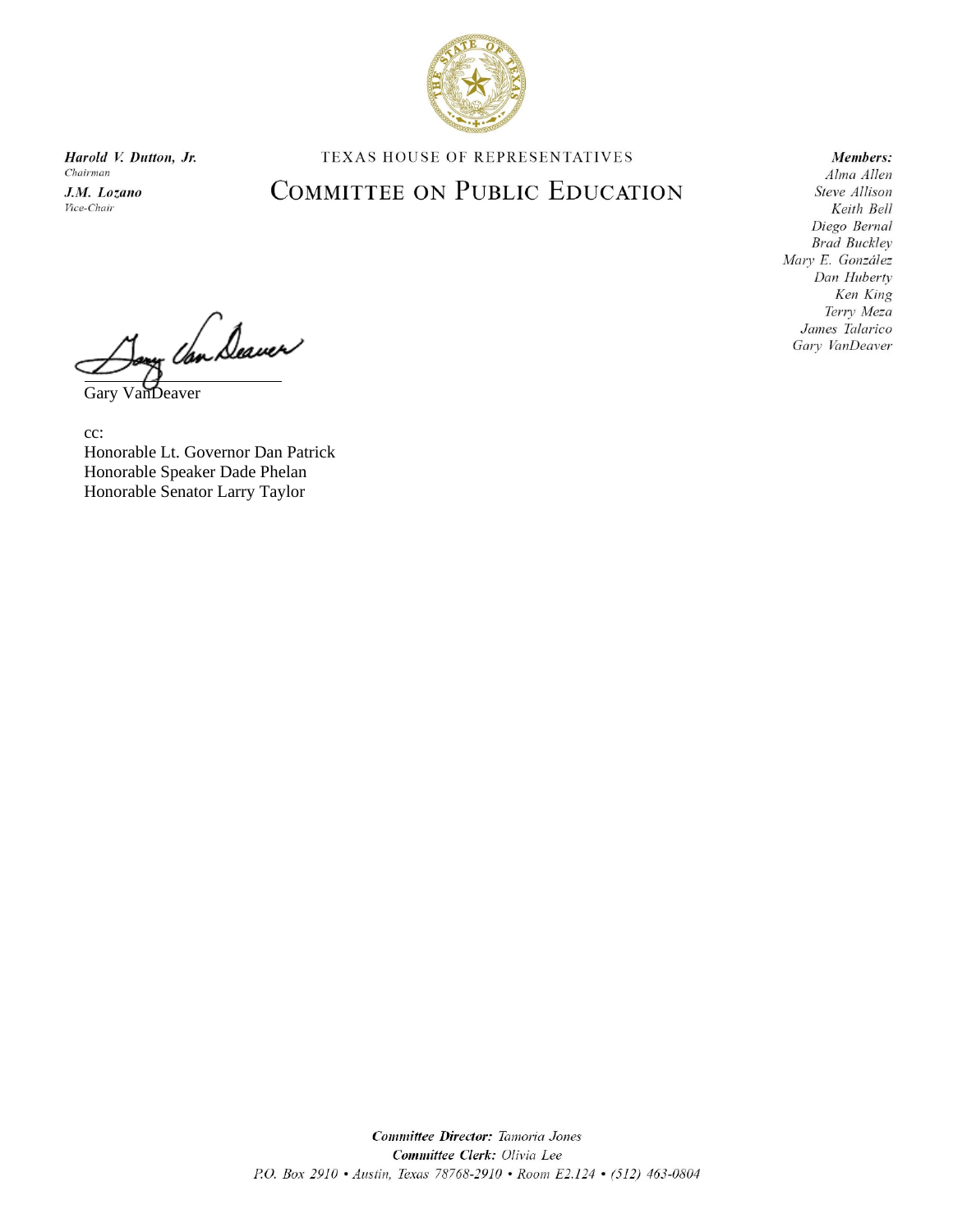**Harold V. Dutton, Jr.**
*Chairman*

**J.M. Lozano**
*Vice-Chair*

TEXAS HOUSE OF REPRESENTATIVES

# COMMITTEE ON PUBLIC EDUCATION

***Members:***
*Alma Allen*
*Steve Allison*
*Keith Bell*
*Diego Bernal*
*Brad Buckley*
*Mary E. González*
*Dan Huberty*
*Ken King*
*Terry Meza*
*James Talarico*
*Gary VanDeaver*

Gary VanDeaver

cc:
Honorable Lt. Governor Dan Patrick
Honorable Speaker Dade Phelan
Honorable Senator Larry Taylor

***Committee Director:*** *Tamoria Jones*
***Committee Clerk:*** *Olivia Lee*
*P.O. Box 2910 • Austin, Texas 78768-2910 • Room E2.124 • (512) 463-0804*